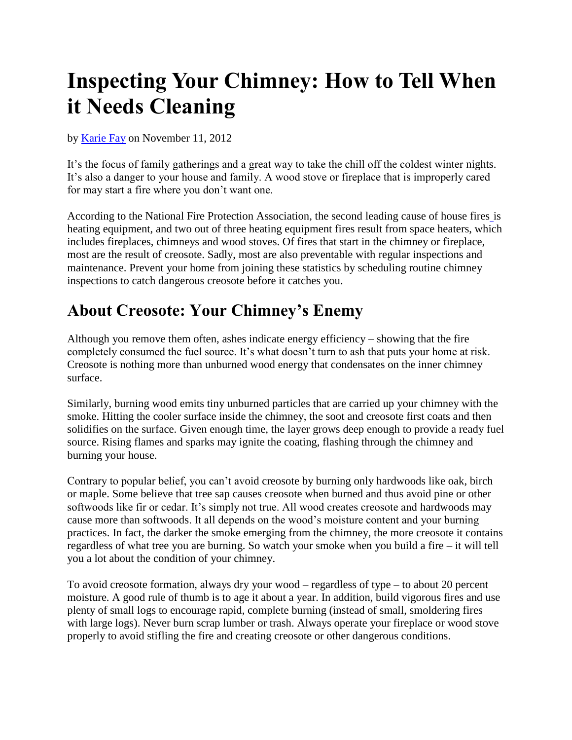# Inspecting Your Chimney: How to Tell When it Needs Cleaning

by Karie Fay on November 11, 2012

It's the focus of family gatherings and a great way to take the chill off the coldest winter nights. It's also a danger to your house and family. A wood stove or fireplace that is improperly cared for may start a fire where you don't want one.

According to the National Fire Protection Association, the second leading cause of house fires is heating equipment, and two out of three heating equipment fires result from space heaters, which includes fireplaces, chimneys and wood stoves. Of fires that start in the chimney or fireplace, most are the result of creosote. Sadly, most are also preventable with regular inspections and maintenance. Prevent your home from joining these statistics by scheduling routine chimney inspections to catch dangerous creosote before it catches you.

## About Creosote: Your Chimney's Enemy

Although you remove them often, ashes indicate energy efficiency – showing that the fire completely consumed the fuel source. It's what doesn't turn to ash that puts your home at risk. Creosote is nothing more than unburned wood energy that condensates on the inner chimney surface.

Similarly, burning wood emits tiny unburned particles that are carried up your chimney with the smoke. Hitting the cooler surface inside the chimney, the soot and creosote first coats and then solidifies on the surface. Given enough time, the layer grows deep enough to provide a ready fuel source. Rising flames and sparks may ignite the coating, flashing through the chimney and burning your house.

Contrary to popular belief, you can't avoid creosote by burning only hardwoods like oak, birch or maple. Some believe that tree sap causes creosote when burned and thus avoid pine or other softwoods like fir or cedar. It's simply not true. All wood creates creosote and hardwoods may cause more than softwoods. It all depends on the wood's moisture content and your burning practices. In fact, the darker the smoke emerging from the chimney, the more creosote it contains regardless of what tree you are burning. So watch your smoke when you build a fire – it will tell you a lot about the condition of your chimney.

To avoid creosote formation, always dry your wood – regardless of type – to about 20 percent moisture. A good rule of thumb is to age it about a year. In addition, build vigorous fires and use plenty of small logs to encourage rapid, complete burning (instead of small, smoldering fires with large logs). Never burn scrap lumber or trash. Always operate your fireplace or wood stove properly to avoid stifling the fire and creating creosote or other dangerous conditions.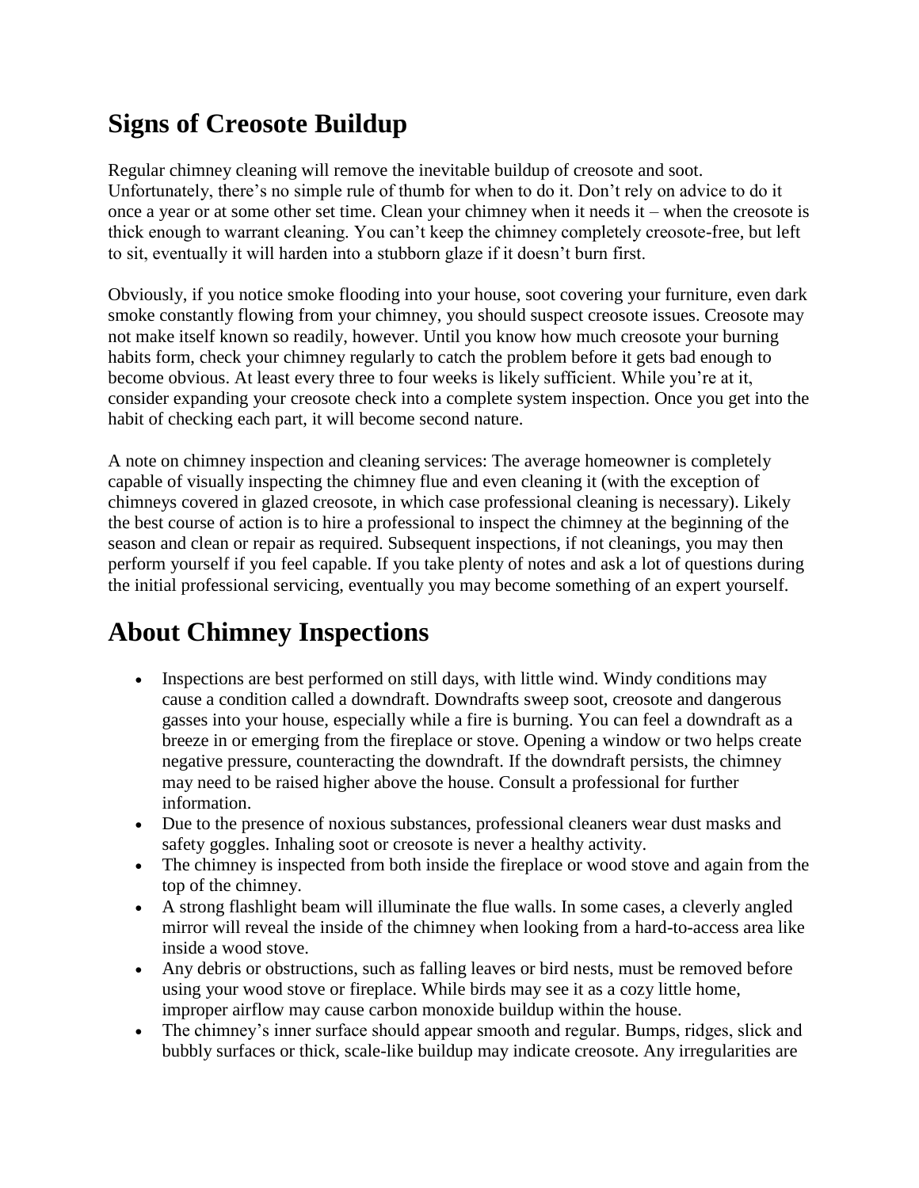## Signs of Creosote Buildup

Regular chimney cleaning will remove the inevitable buildup of creosote and soot. Unfortunately, there's no simple rule of thumb for when to do it. Don't rely on advice to do it once a year or at some other set time. Clean your chimney when it needs it – when the creosote is thick enough to warrant cleaning. You can't keep the chimney completely creosote-free, but left to sit, eventually it will harden into a stubborn glaze if it doesn't burn first.

Obviously, if you notice smoke flooding into your house, soot covering your furniture, even dark smoke constantly flowing from your chimney, you should suspect creosote issues. Creosote may not make itself known so readily, however. Until you know how much creosote your burning habits form, check your chimney regularly to catch the problem before it gets bad enough to become obvious. At least every three to four weeks is likely sufficient. While you're at it, consider expanding your creosote check into a complete system inspection. Once you get into the habit of checking each part, it will become second nature.

A note on chimney inspection and cleaning services: The average homeowner is completely capable of visually inspecting the chimney flue and even cleaning it (with the exception of chimneys covered in glazed creosote, in which case professional cleaning is necessary). Likely the best course of action is to hire a professional to inspect the chimney at the beginning of the season and clean or repair as required. Subsequent inspections, if not cleanings, you may then perform yourself if you feel capable. If you take plenty of notes and ask a lot of questions during the initial professional servicing, eventually you may become something of an expert yourself.

## About Chimney Inspections

- Inspections are best performed on still days, with little wind. Windy conditions may cause a condition called a downdraft. Downdrafts sweep soot, creosote and dangerous gasses into your house, especially while a fire is burning. You can feel a downdraft as a breeze in or emerging from the fireplace or stove. Opening a window or two helps create negative pressure, counteracting the downdraft. If the downdraft persists, the chimney may need to be raised higher above the house. Consult a professional for further information.
- Due to the presence of noxious substances, professional cleaners wear dust masks and safety goggles. Inhaling soot or creosote is never a healthy activity.
- The chimney is inspected from both inside the fireplace or wood stove and again from the top of the chimney.
- A strong flashlight beam will illuminate the flue walls. In some cases, a cleverly angled mirror will reveal the inside of the chimney when looking from a hard-to-access area like inside a wood stove.
- Any debris or obstructions, such as falling leaves or bird nests, must be removed before using your wood stove or fireplace. While birds may see it as a cozy little home, improper airflow may cause carbon monoxide buildup within the house.
- The chimney's inner surface should appear smooth and regular. Bumps, ridges, slick and bubbly surfaces or thick, scale-like buildup may indicate creosote. Any irregularities are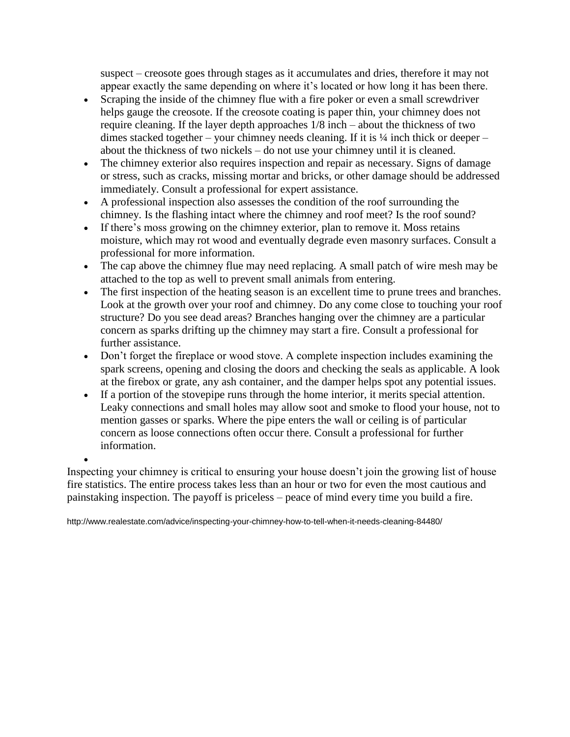suspect – creosote goes through stages as it accumulates and dries, therefore it may not appear exactly the same depending on where it's located or how long it has been there.

- Scraping the inside of the chimney flue with a fire poker or even a small screwdriver helps gauge the creosote. If the creosote coating is paper thin, your chimney does not require cleaning. If the layer depth approaches 1/8 inch – about the thickness of two dimes stacked together – your chimney needs cleaning. If it is ¼ inch thick or deeper – about the thickness of two nickels – do not use your chimney until it is cleaned.
- The chimney exterior also requires inspection and repair as necessary. Signs of damage or stress, such as cracks, missing mortar and bricks, or other damage should be addressed immediately. Consult a professional for expert assistance.
- A professional inspection also assesses the condition of the roof surrounding the chimney. Is the flashing intact where the chimney and roof meet? Is the roof sound?
- If there's moss growing on the chimney exterior, plan to remove it. Moss retains moisture, which may rot wood and eventually degrade even masonry surfaces. Consult a professional for more information.
- The cap above the chimney flue may need replacing. A small patch of wire mesh may be attached to the top as well to prevent small animals from entering.
- The first inspection of the heating season is an excellent time to prune trees and branches. Look at the growth over your roof and chimney. Do any come close to touching your roof structure? Do you see dead areas? Branches hanging over the chimney are a particular concern as sparks drifting up the chimney may start a fire. Consult a professional for further assistance.
- Don't forget the fireplace or wood stove. A complete inspection includes examining the spark screens, opening and closing the doors and checking the seals as applicable. A look at the firebox or grate, any ash container, and the damper helps spot any potential issues.
- If a portion of the stovepipe runs through the home interior, it merits special attention. Leaky connections and small holes may allow soot and smoke to flood your house, not to mention gasses or sparks. Where the pipe enters the wall or ceiling is of particular concern as loose connections often occur there. Consult a professional for further information.

Inspecting your chimney is critical to ensuring your house doesn't join the growing list of house fire statistics. The entire process takes less than an hour or two for even the most cautious and painstaking inspection. The payoff is priceless – peace of mind every time you build a fire.

http://www.realestate.com/advice/inspecting-your-chimney-how-to-tell-when-it-needs-cleaning-84480/